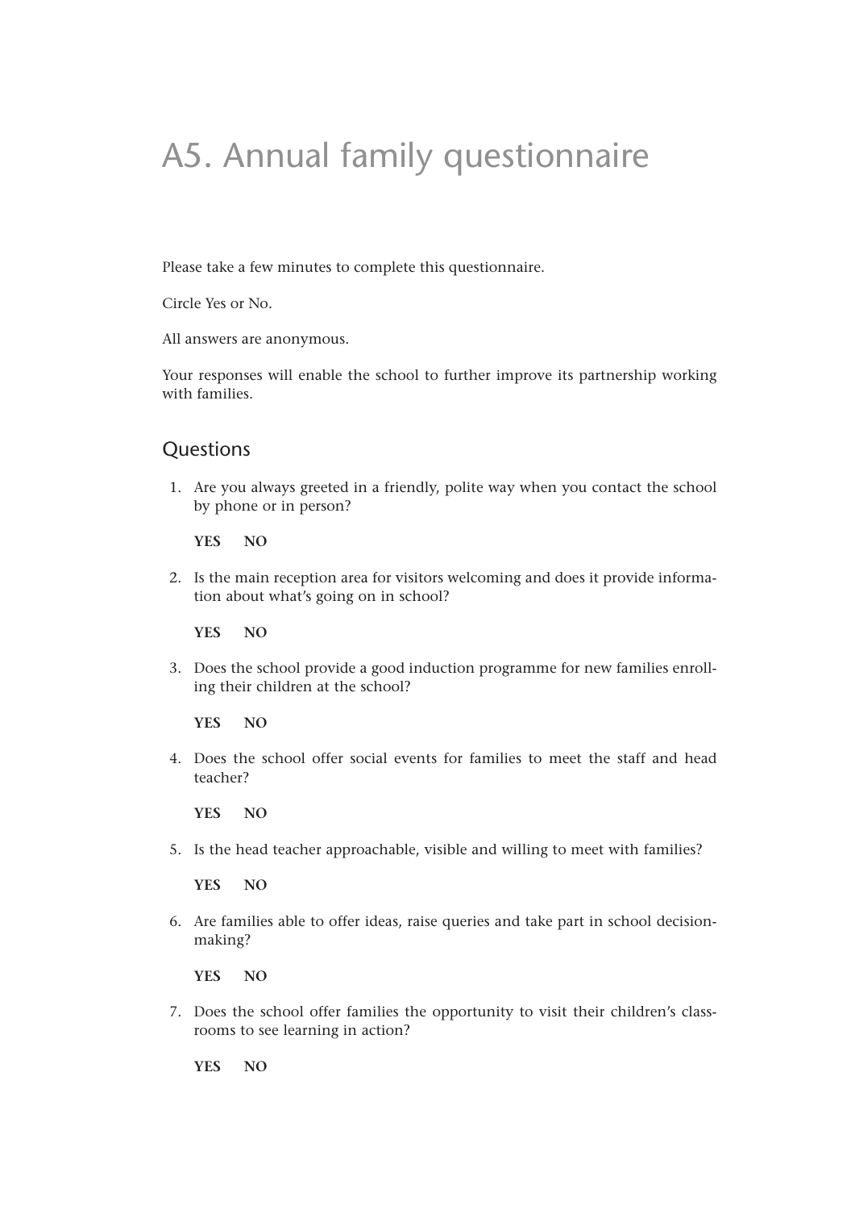# A5. Annual family questionnaire

Please take a few minutes to complete this questionnaire.

Circle Yes or No.

All answers are anonymous.

Your responses will enable the school to further improve its partnership working with families.

## Questions

1. Are you always greeted in a friendly, polite way when you contact the school by phone or in person?

   **YES NO**

2. Is the main reception area for visitors welcoming and does it provide information about what's going on in school?

   **YES NO**

3. Does the school provide a good induction programme for new families enrolling their children at the school?

   **YES NO**

4. Does the school offer social events for families to meet the staff and head teacher?

   **YES NO**

5. Is the head teacher approachable, visible and willing to meet with families?

   **YES NO**

6. Are families able to offer ideas, raise queries and take part in school decision-making?

   **YES NO**

7. Does the school offer families the opportunity to visit their children's classrooms to see learning in action?

   **YES NO**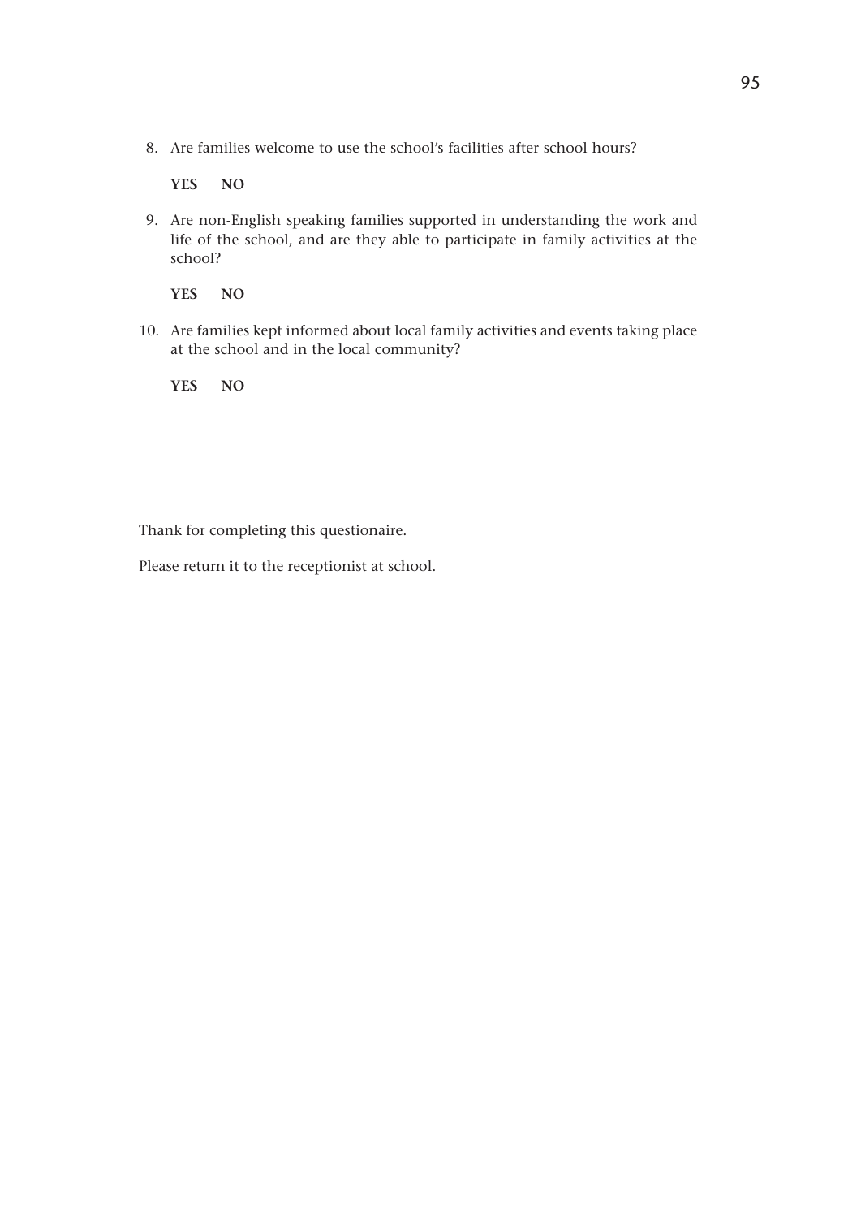8. Are families welcome to use the school's facilities after school hours?

   **YES NO**

9. Are non-English speaking families supported in understanding the work and life of the school, and are they able to participate in family activities at the school?

   **YES NO**

10. Are families kept informed about local family activities and events taking place at the school and in the local community?

    **YES NO**

Thank for completing this questionaire.

Please return it to the receptionist at school.